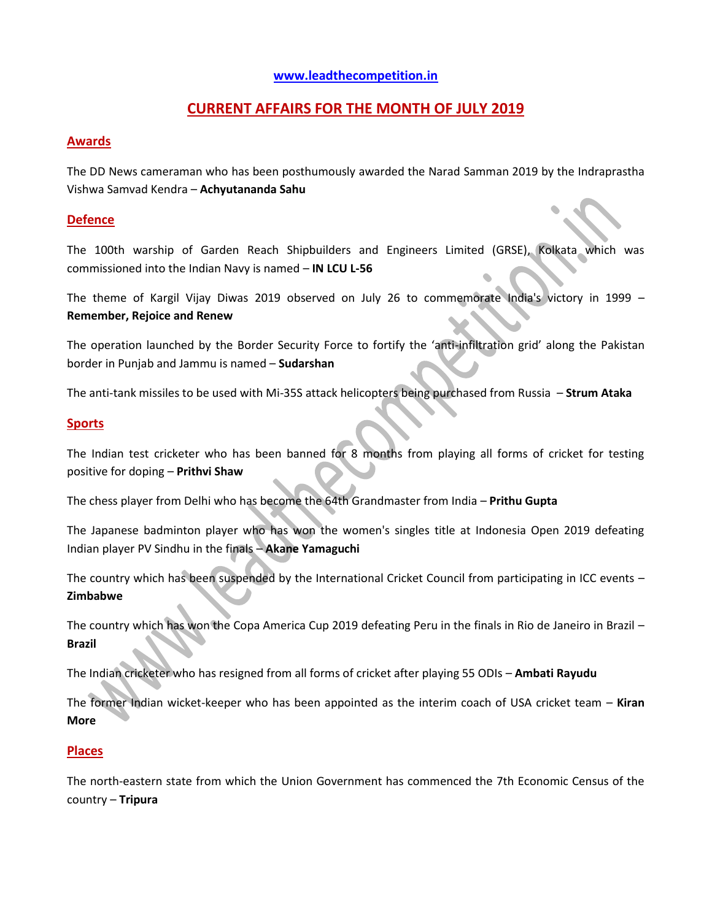www.leadthecompetition.in

# CURRENT AFFAIRS FOR THE MONTH OF JULY 2019

## Awards

The DD News cameraman who has been posthumously awarded the Narad Samman 2019 by the Indraprastha Vishwa Samvad Kendra – **Achyutananda Sahu**

## Defence

The 100th warship of Garden Reach Shipbuilders and Engineers Limited (GRSE), Kolkata which was commissioned into the Indian Navy is named – **IN LCU L-56**

The theme of Kargil Vijay Diwas 2019 observed on July 26 to commemorate India's victory in 1999 – **Remember, Rejoice and Renew**

The operation launched by the Border Security Force to fortify the 'anti-infiltration grid' along the Pakistan border in Punjab and Jammu is named – **Sudarshan**

The anti-tank missiles to be used with Mi-35S attack helicopters being purchased from Russia – **Strum Ataka**

## Sports

The Indian test cricketer who has been banned for 8 months from playing all forms of cricket for testing positive for doping – **Prithvi Shaw**

The chess player from Delhi who has become the 64th Grandmaster from India – **Prithu Gupta**

The Japanese badminton player who has won the women's singles title at Indonesia Open 2019 defeating Indian player PV Sindhu in the finals – **Akane Yamaguchi**

The country which has been suspended by the International Cricket Council from participating in ICC events – **Zimbabwe**

The country which has won the Copa America Cup 2019 defeating Peru in the finals in Rio de Janeiro in Brazil – **Brazil**

The Indian cricketer who has resigned from all forms of cricket after playing 55 ODIs – **Ambati Rayudu**

The former Indian wicket-keeper who has been appointed as the interim coach of USA cricket team – **Kiran More**

## Places

The north-eastern state from which the Union Government has commenced the 7th Economic Census of the country – **Tripura**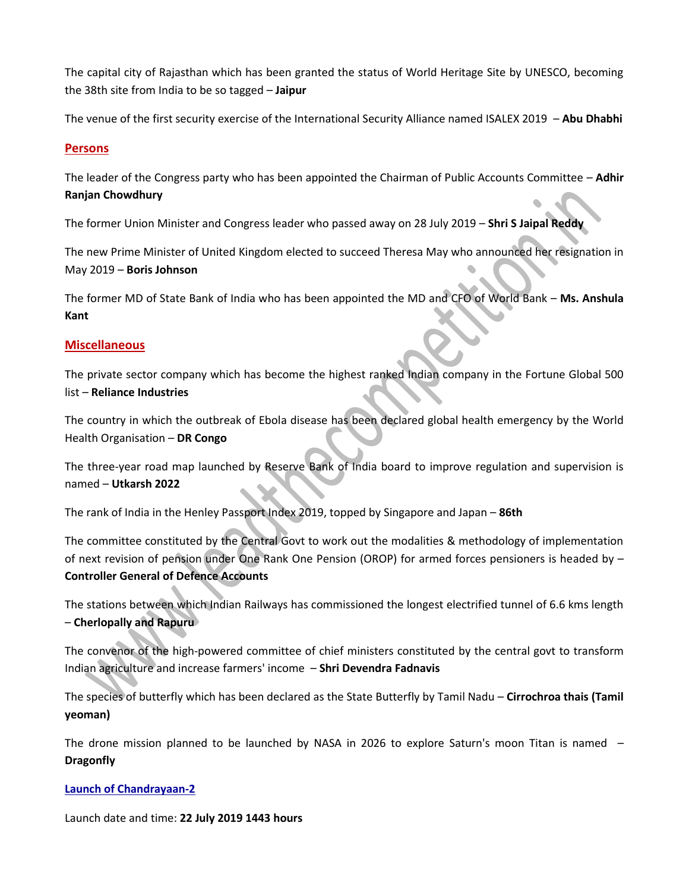The capital city of Rajasthan which has been granted the status of World Heritage Site by UNESCO, becoming the 38th site from India to be so tagged – **Jaipur**

The venue of the first security exercise of the International Security Alliance named ISALEX 2019 – **Abu Dhabhi**

## Persons

The leader of the Congress party who has been appointed the Chairman of Public Accounts Committee – **Adhir Ranjan Chowdhury**

The former Union Minister and Congress leader who passed away on 28 July 2019 – **Shri S Jaipal Reddy**

The new Prime Minister of United Kingdom elected to succeed Theresa May who announced her resignation in May 2019 – **Boris Johnson**

The former MD of State Bank of India who has been appointed the MD and CFO of World Bank – **Ms. Anshula Kant**

## Miscellaneous

The private sector company which has become the highest ranked Indian company in the Fortune Global 500 list – **Reliance Industries**

The country in which the outbreak of Ebola disease has been declared global health emergency by the World Health Organisation – **DR Congo**

The three-year road map launched by Reserve Bank of India board to improve regulation and supervision is named – **Utkarsh 2022**

The rank of India in the Henley Passport Index 2019, topped by Singapore and Japan – **86th**

The committee constituted by the Central Govt to work out the modalities & methodology of implementation of next revision of pension under One Rank One Pension (OROP) for armed forces pensioners is headed by – **Controller General of Defence Accounts**

The stations between which Indian Railways has commissioned the longest electrified tunnel of 6.6 kms length – **Cherlopally and Rapuru**

The convenor of the high-powered committee of chief ministers constituted by the central govt to transform Indian agriculture and increase farmers' income – **Shri Devendra Fadnavis**

The species of butterfly which has been declared as the State Butterfly by Tamil Nadu – **Cirrochroa thais (Tamil yeoman)**

The drone mission planned to be launched by NASA in 2026 to explore Saturn's moon Titan is named – **Dragonfly**

## Launch of Chandrayaan-2

Launch date and time: **22 July 2019 1443 hours**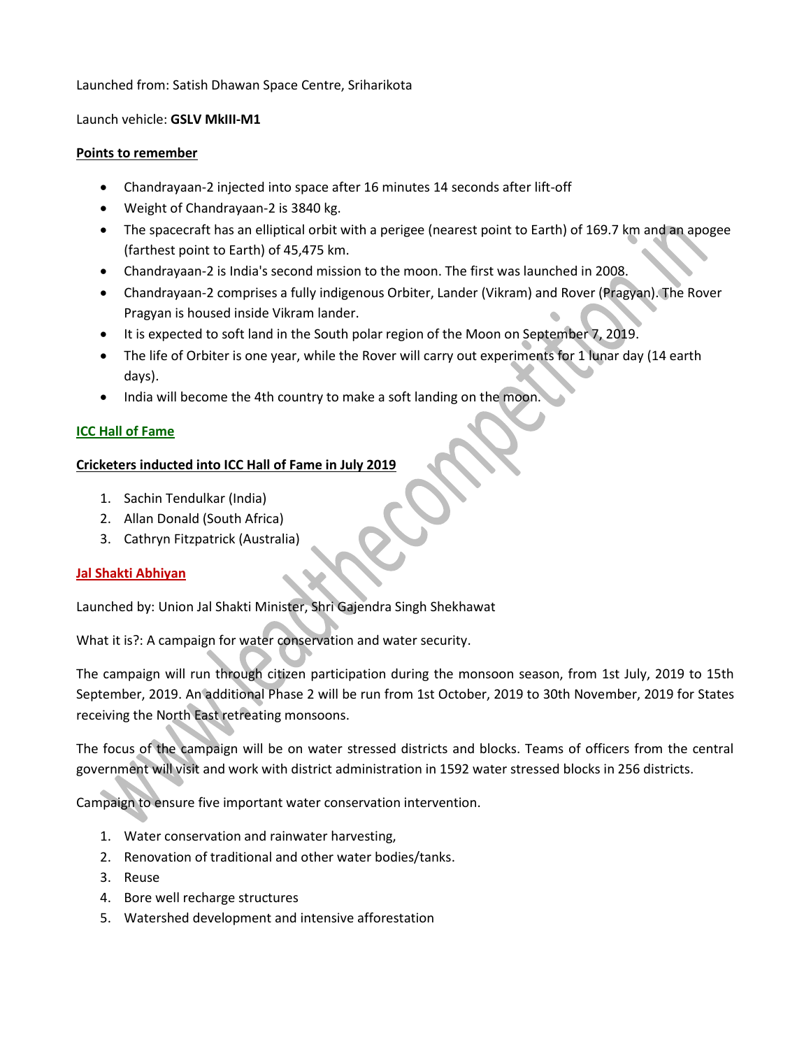Launched from: Satish Dhawan Space Centre, Sriharikota

Launch vehicle: **GSLV MkIII-M1**

**Points to remember**

- Chandrayaan-2 injected into space after 16 minutes 14 seconds after lift-off
- Weight of Chandrayaan-2 is 3840 kg.
- The spacecraft has an elliptical orbit with a perigee (nearest point to Earth) of 169.7 km and an apogee (farthest point to Earth) of 45,475 km.
- Chandrayaan-2 is India's second mission to the moon. The first was launched in 2008.
- Chandrayaan-2 comprises a fully indigenous Orbiter, Lander (Vikram) and Rover (Pragyan). The Rover Pragyan is housed inside Vikram lander.
- It is expected to soft land in the South polar region of the Moon on September 7, 2019.
- The life of Orbiter is one year, while the Rover will carry out experiments for 1 lunar day (14 earth days).
- India will become the 4th country to make a soft landing on the moon.

## ICC Hall of Fame

**Cricketers inducted into ICC Hall of Fame in July 2019**

1. Sachin Tendulkar (India)
2. Allan Donald (South Africa)
3. Cathryn Fitzpatrick (Australia)

## Jal Shakti Abhiyan

Launched by: Union Jal Shakti Minister, Shri Gajendra Singh Shekhawat

What it is?: A campaign for water conservation and water security.

The campaign will run through citizen participation during the monsoon season, from 1st July, 2019 to 15th September, 2019. An additional Phase 2 will be run from 1st October, 2019 to 30th November, 2019 for States receiving the North East retreating monsoons.

The focus of the campaign will be on water stressed districts and blocks. Teams of officers from the central government will visit and work with district administration in 1592 water stressed blocks in 256 districts.

Campaign to ensure five important water conservation intervention.

1. Water conservation and rainwater harvesting,
2. Renovation of traditional and other water bodies/tanks.
3. Reuse
4. Bore well recharge structures
5. Watershed development and intensive afforestation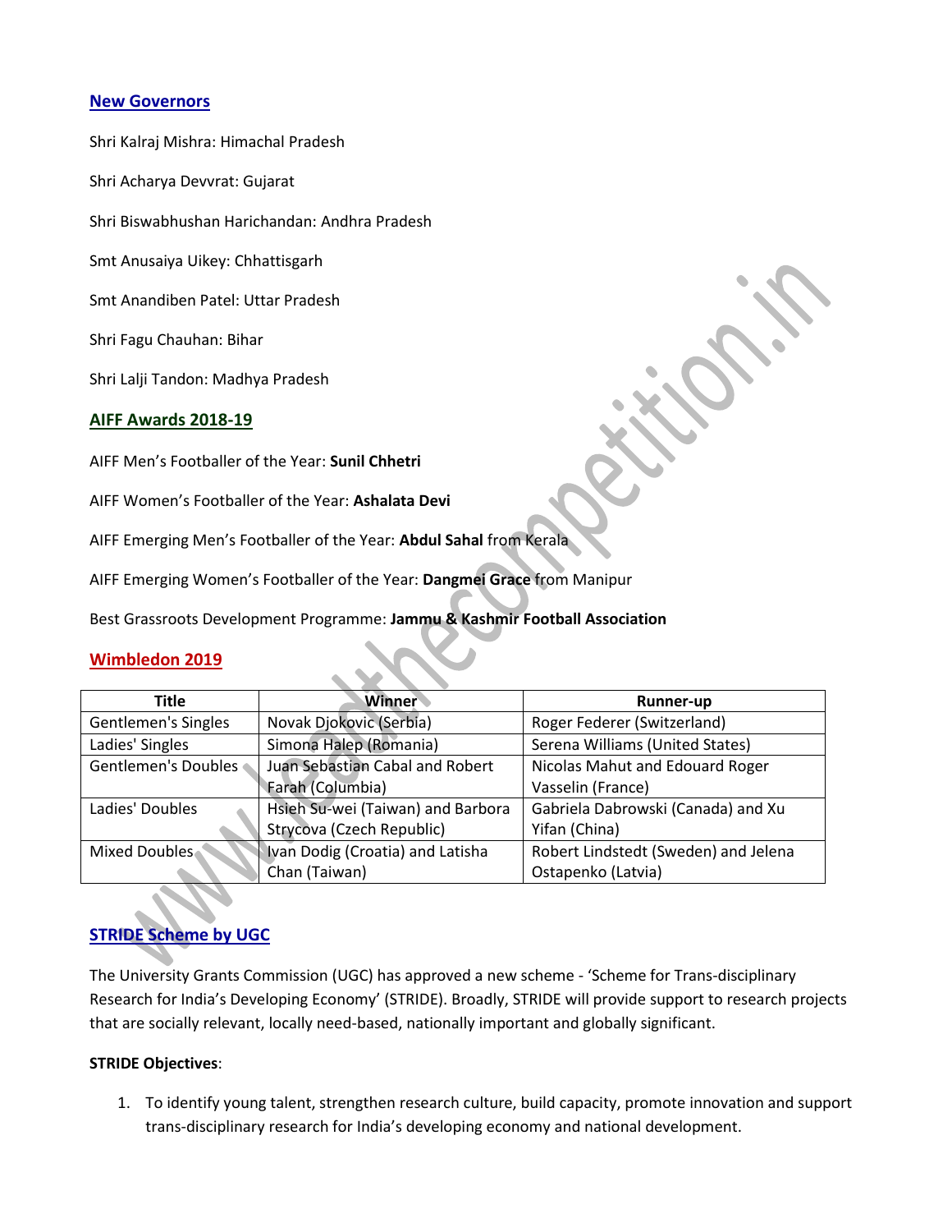## New Governors

Shri Kalraj Mishra: Himachal Pradesh

Shri Acharya Devvrat: Gujarat

Shri Biswabhushan Harichandan: Andhra Pradesh

Smt Anusaiya Uikey: Chhattisgarh

Smt Anandiben Patel: Uttar Pradesh

Shri Fagu Chauhan: Bihar

Shri Lalji Tandon: Madhya Pradesh

## AIFF Awards 2018-19

AIFF Men's Footballer of the Year: **Sunil Chhetri**

AIFF Women's Footballer of the Year: **Ashalata Devi**

AIFF Emerging Men's Footballer of the Year: **Abdul Sahal** from Kerala

AIFF Emerging Women's Footballer of the Year: **Dangmei Grace** from Manipur

Best Grassroots Development Programme: **Jammu & Kashmir Football Association**

## Wimbledon 2019

| Title | Winner | Runner-up |
|---|---|---|
| Gentlemen's Singles | Novak Djokovic (Serbia) | Roger Federer (Switzerland) |
| Ladies' Singles | Simona Halep (Romania) | Serena Williams (United States) |
| Gentlemen's Doubles | Juan Sebastian Cabal and Robert Farah (Columbia) | Nicolas Mahut and Edouard Roger Vasselin (France) |
| Ladies' Doubles | Hsieh Su-wei (Taiwan) and Barbora Strycova (Czech Republic) | Gabriela Dabrowski (Canada) and Xu Yifan (China) |
| Mixed Doubles | Ivan Dodig (Croatia) and Latisha Chan (Taiwan) | Robert Lindstedt (Sweden) and Jelena Ostapenko (Latvia) |

## STRIDE Scheme by UGC

The University Grants Commission (UGC) has approved a new scheme - 'Scheme for Trans-disciplinary Research for India's Developing Economy' (STRIDE). Broadly, STRIDE will provide support to research projects that are socially relevant, locally need-based, nationally important and globally significant.

**STRIDE Objectives**:

1. To identify young talent, strengthen research culture, build capacity, promote innovation and support trans-disciplinary research for India's developing economy and national development.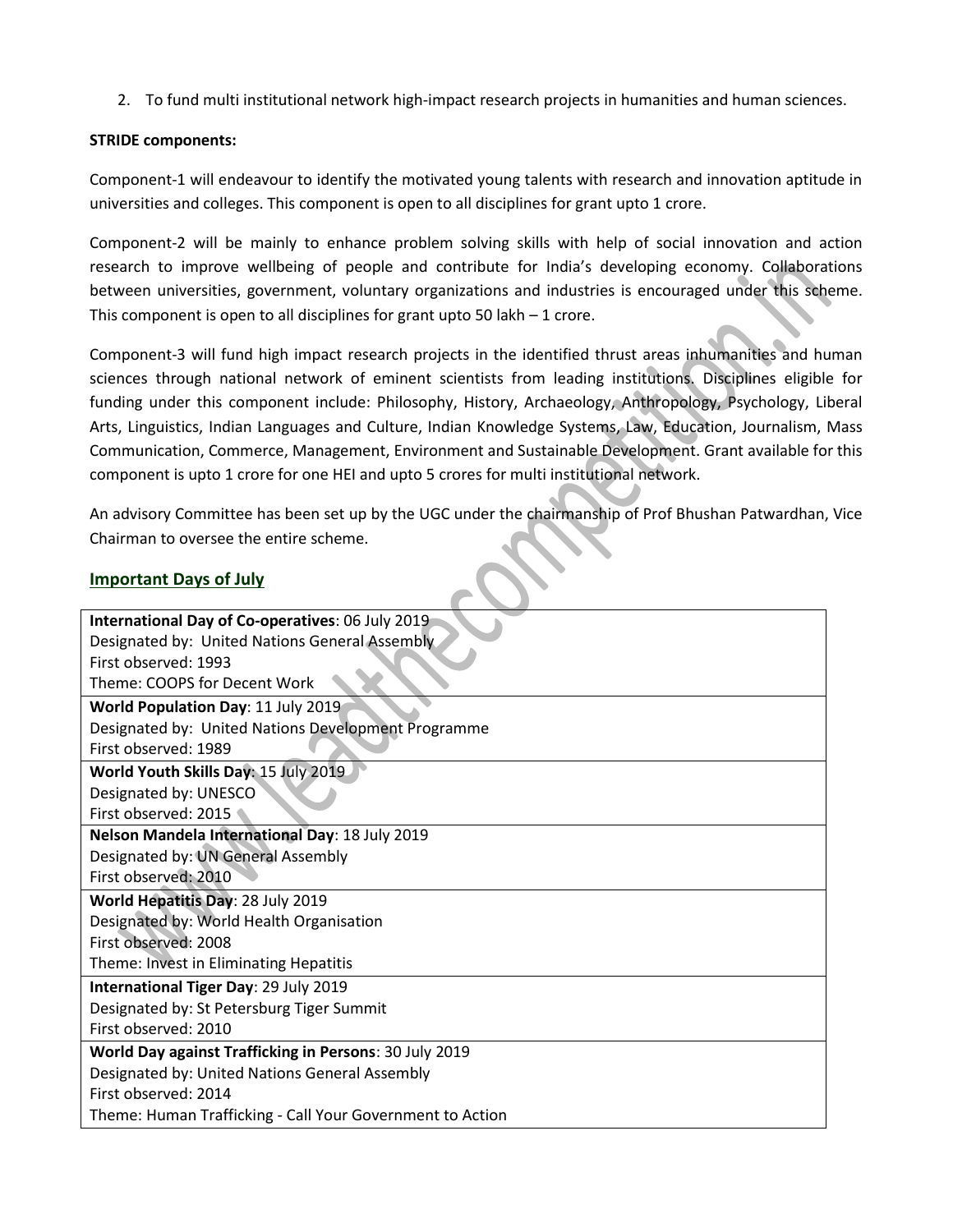2. To fund multi institutional network high-impact research projects in humanities and human sciences.

**STRIDE components:**

Component-1 will endeavour to identify the motivated young talents with research and innovation aptitude in universities and colleges. This component is open to all disciplines for grant upto 1 crore.

Component-2 will be mainly to enhance problem solving skills with help of social innovation and action research to improve wellbeing of people and contribute for India's developing economy. Collaborations between universities, government, voluntary organizations and industries is encouraged under this scheme. This component is open to all disciplines for grant upto 50 lakh – 1 crore.

Component-3 will fund high impact research projects in the identified thrust areas inhumanities and human sciences through national network of eminent scientists from leading institutions. Disciplines eligible for funding under this component include: Philosophy, History, Archaeology, Anthropology, Psychology, Liberal Arts, Linguistics, Indian Languages and Culture, Indian Knowledge Systems, Law, Education, Journalism, Mass Communication, Commerce, Management, Environment and Sustainable Development. Grant available for this component is upto 1 crore for one HEI and upto 5 crores for multi institutional network.

An advisory Committee has been set up by the UGC under the chairmanship of Prof Bhushan Patwardhan, Vice Chairman to oversee the entire scheme.

## Important Days of July

| |
|---|
| **International Day of Co-operatives**: 06 July 2019<br>Designated by: United Nations General Assembly<br>First observed: 1993<br>Theme: COOPS for Decent Work |
| **World Population Day**: 11 July 2019<br>Designated by: United Nations Development Programme<br>First observed: 1989 |
| **World Youth Skills Day**: 15 July 2019<br>Designated by: UNESCO<br>First observed: 2015 |
| **Nelson Mandela International Day**: 18 July 2019<br>Designated by: UN General Assembly<br>First observed: 2010 |
| **World Hepatitis Day**: 28 July 2019<br>Designated by: World Health Organisation<br>First observed: 2008<br>Theme: Invest in Eliminating Hepatitis |
| **International Tiger Day**: 29 July 2019<br>Designated by: St Petersburg Tiger Summit<br>First observed: 2010 |
| **World Day against Trafficking in Persons**: 30 July 2019<br>Designated by: United Nations General Assembly<br>First observed: 2014<br>Theme: Human Trafficking - Call Your Government to Action |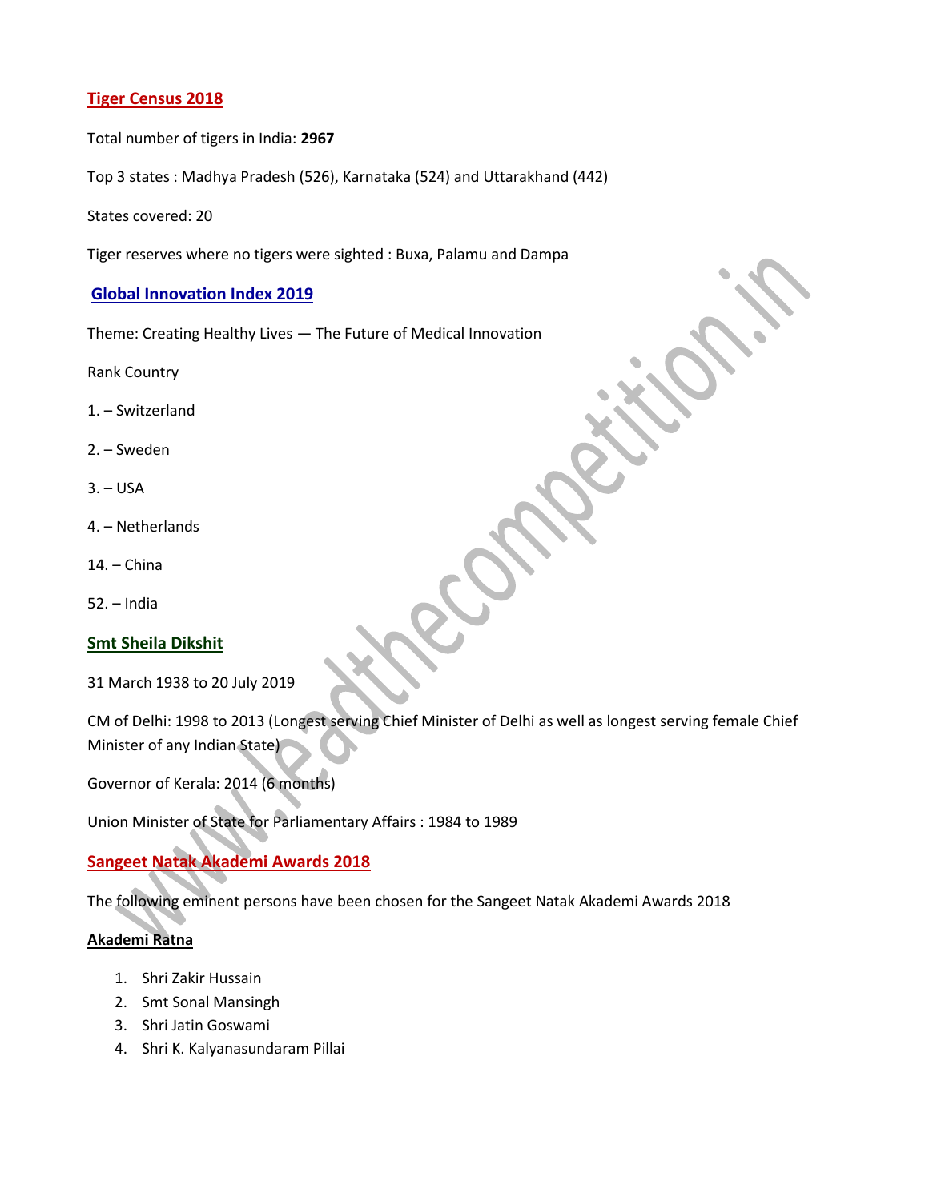## Tiger Census 2018

Total number of tigers in India: **2967**

Top 3 states : Madhya Pradesh (526), Karnataka (524) and Uttarakhand (442)

States covered: 20

Tiger reserves where no tigers were sighted : Buxa, Palamu and Dampa

## Global Innovation Index 2019

Theme: Creating Healthy Lives — The Future of Medical Innovation

Rank Country

1. – Switzerland

2. – Sweden

3. – USA

4. – Netherlands

14. – China

52. – India

## Smt Sheila Dikshit

31 March 1938 to 20 July 2019

CM of Delhi: 1998 to 2013 (Longest serving Chief Minister of Delhi as well as longest serving female Chief Minister of any Indian State)

Governor of Kerala: 2014 (6 months)

Union Minister of State for Parliamentary Affairs : 1984 to 1989

## Sangeet Natak Akademi Awards 2018

The following eminent persons have been chosen for the Sangeet Natak Akademi Awards 2018

### Akademi Ratna

1. Shri Zakir Hussain
2. Smt Sonal Mansingh
3. Shri Jatin Goswami
4. Shri K. Kalyanasundaram Pillai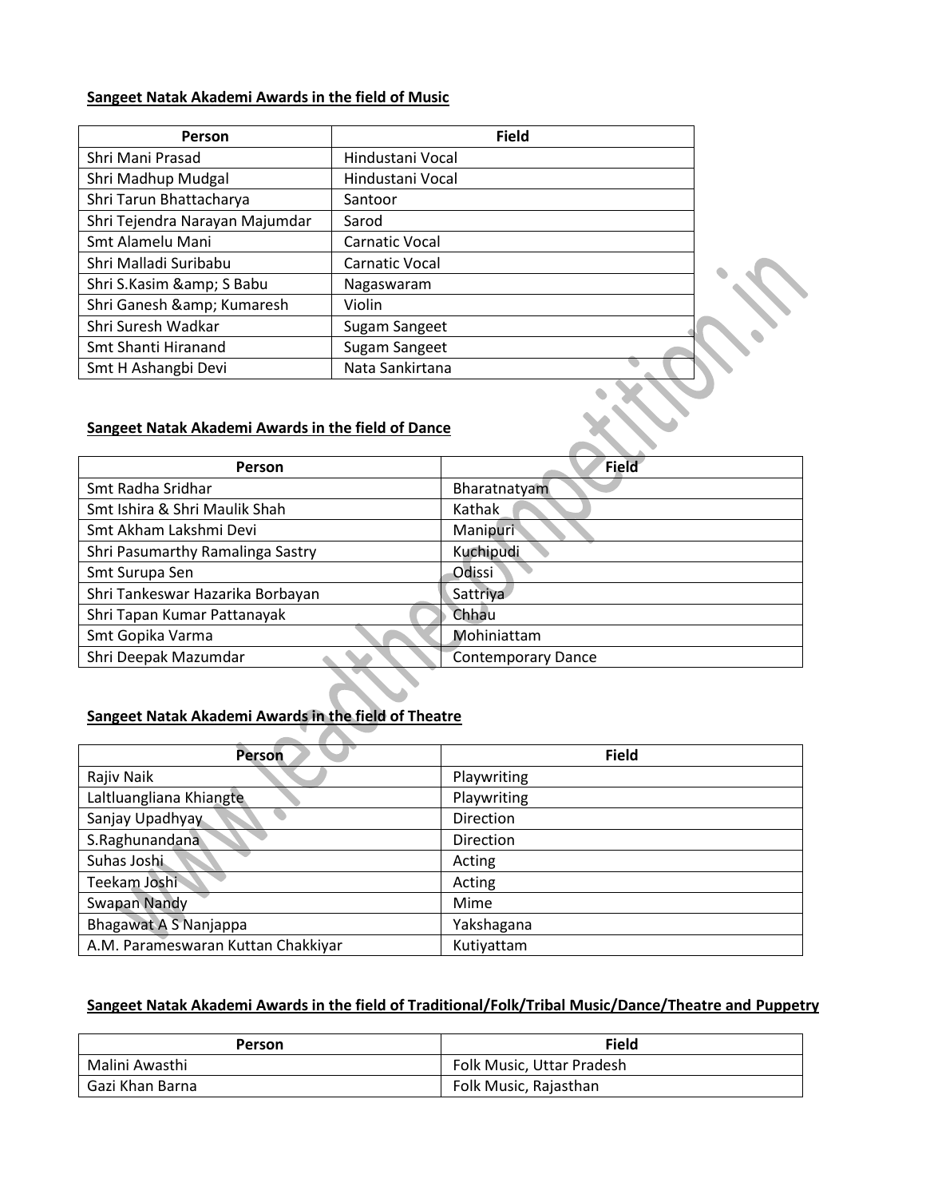**Sangeet Natak Akademi Awards in the field of Music**

| Person | Field |
|---|---|
| Shri Mani Prasad | Hindustani Vocal |
| Shri Madhup Mudgal | Hindustani Vocal |
| Shri Tarun Bhattacharya | Santoor |
| Shri Tejendra Narayan Majumdar | Sarod |
| Smt Alamelu Mani | Carnatic Vocal |
| Shri Malladi Suribabu | Carnatic Vocal |
| Shri S.Kasim &amp; S Babu | Nagaswaram |
| Shri Ganesh &amp; Kumaresh | Violin |
| Shri Suresh Wadkar | Sugam Sangeet |
| Smt Shanti Hiranand | Sugam Sangeet |
| Smt H Ashangbi Devi | Nata Sankirtana |

**Sangeet Natak Akademi Awards in the field of Dance**

| Person | Field |
|---|---|
| Smt Radha Sridhar | Bharatnatyam |
| Smt Ishira & Shri Maulik Shah | Kathak |
| Smt Akham Lakshmi Devi | Manipuri |
| Shri Pasumarthy Ramalinga Sastry | Kuchipudi |
| Smt Surupa Sen | Odissi |
| Shri Tankeswar Hazarika Borbayan | Sattriya |
| Shri Tapan Kumar Pattanayak | Chhau |
| Smt Gopika Varma | Mohiniattam |
| Shri Deepak Mazumdar | Contemporary Dance |

**Sangeet Natak Akademi Awards in the field of Theatre**

| Person | Field |
|---|---|
| Rajiv Naik | Playwriting |
| Laltluangliana Khiangte | Playwriting |
| Sanjay Upadhyay | Direction |
| S.Raghunandana | Direction |
| Suhas Joshi | Acting |
| Teekam Joshi | Acting |
| Swapan Nandy | Mime |
| Bhagawat A S Nanjappa | Yakshagana |
| A.M. Parameswaran Kuttan Chakkiyar | Kutiyattam |

**Sangeet Natak Akademi Awards in the field of Traditional/Folk/Tribal Music/Dance/Theatre and Puppetry**

| Person | Field |
|---|---|
| Malini Awasthi | Folk Music, Uttar Pradesh |
| Gazi Khan Barna | Folk Music, Rajasthan |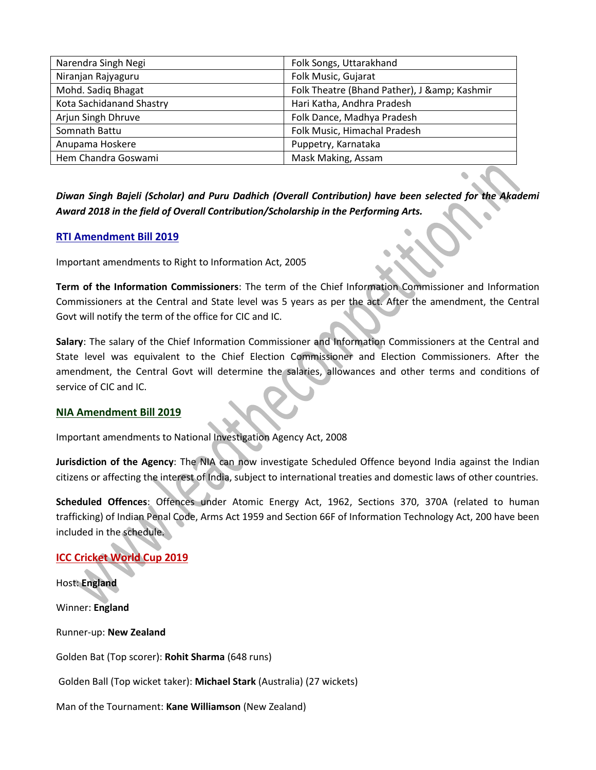| Narendra Singh Negi | Folk Songs, Uttarakhand |
|---|---|
| Niranjan Rajyaguru | Folk Music, Gujarat |
| Mohd. Sadiq Bhagat | Folk Theatre (Bhand Pather), J &amp; Kashmir |
| Kota Sachidanand Shastry | Hari Katha, Andhra Pradesh |
| Arjun Singh Dhruve | Folk Dance, Madhya Pradesh |
| Somnath Battu | Folk Music, Himachal Pradesh |
| Anupama Hoskere | Puppetry, Karnataka |
| Hem Chandra Goswami | Mask Making, Assam |

***Diwan Singh Bajeli (Scholar) and Puru Dadhich (Overall Contribution) have been selected for the Akademi Award 2018 in the field of Overall Contribution/Scholarship in the Performing Arts.***

## RTI Amendment Bill 2019

Important amendments to Right to Information Act, 2005

**Term of the Information Commissioners**: The term of the Chief Information Commissioner and Information Commissioners at the Central and State level was 5 years as per the act. After the amendment, the Central Govt will notify the term of the office for CIC and IC.

**Salary**: The salary of the Chief Information Commissioner and Information Commissioners at the Central and State level was equivalent to the Chief Election Commissioner and Election Commissioners. After the amendment, the Central Govt will determine the salaries, allowances and other terms and conditions of service of CIC and IC.

## NIA Amendment Bill 2019

Important amendments to National Investigation Agency Act, 2008

**Jurisdiction of the Agency**: The NIA can now investigate Scheduled Offence beyond India against the Indian citizens or affecting the interest of India, subject to international treaties and domestic laws of other countries.

**Scheduled Offences**: Offences under Atomic Energy Act, 1962, Sections 370, 370A (related to human trafficking) of Indian Penal Code, Arms Act 1959 and Section 66F of Information Technology Act, 200 have been included in the schedule.

## ICC Cricket World Cup 2019

Host: **England**

Winner: **England**

Runner-up: **New Zealand**

Golden Bat (Top scorer): **Rohit Sharma** (648 runs)

Golden Ball (Top wicket taker): **Michael Stark** (Australia) (27 wickets)

Man of the Tournament: **Kane Williamson** (New Zealand)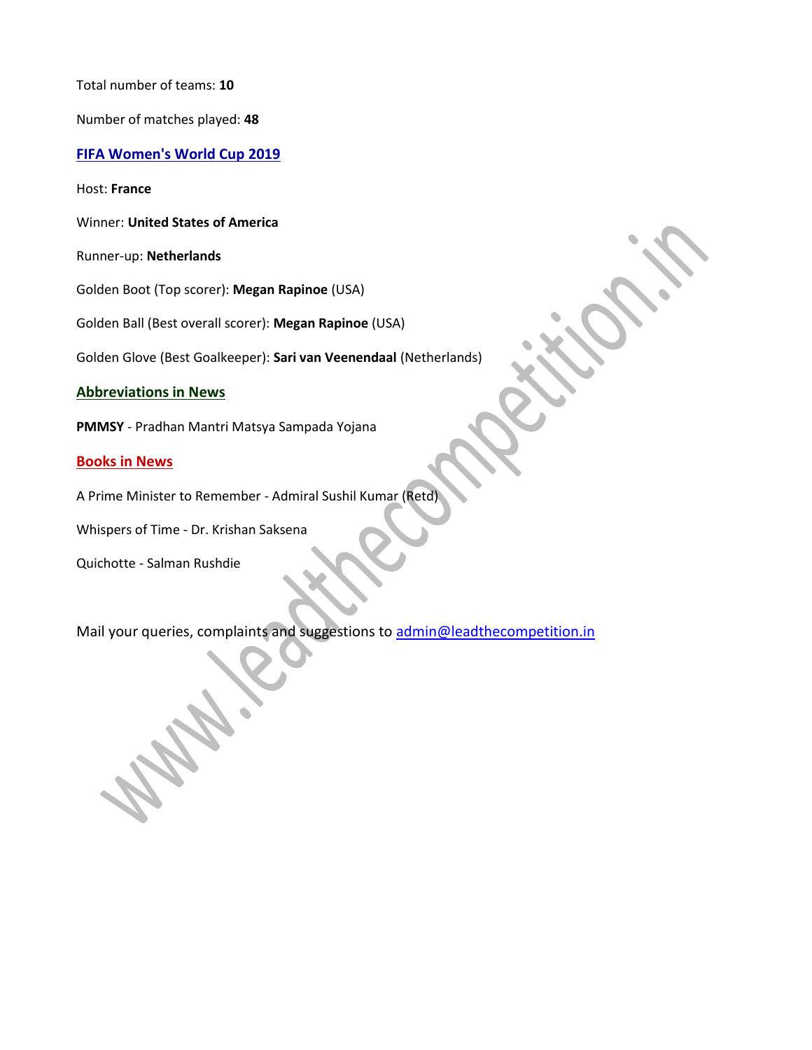Total number of teams: **10**

Number of matches played: **48**

## FIFA Women's World Cup 2019

Host: **France**

Winner: **United States of America**

Runner-up: **Netherlands**

Golden Boot (Top scorer): **Megan Rapinoe** (USA)

Golden Ball (Best overall scorer): **Megan Rapinoe** (USA)

Golden Glove (Best Goalkeeper): **Sari van Veenendaal** (Netherlands)

## Abbreviations in News

**PMMSY** - Pradhan Mantri Matsya Sampada Yojana

## Books in News

A Prime Minister to Remember - Admiral Sushil Kumar (Retd)

Whispers of Time - Dr. Krishan Saksena

Quichotte - Salman Rushdie

Mail your queries, complaints and suggestions to admin@leadthecompetition.in